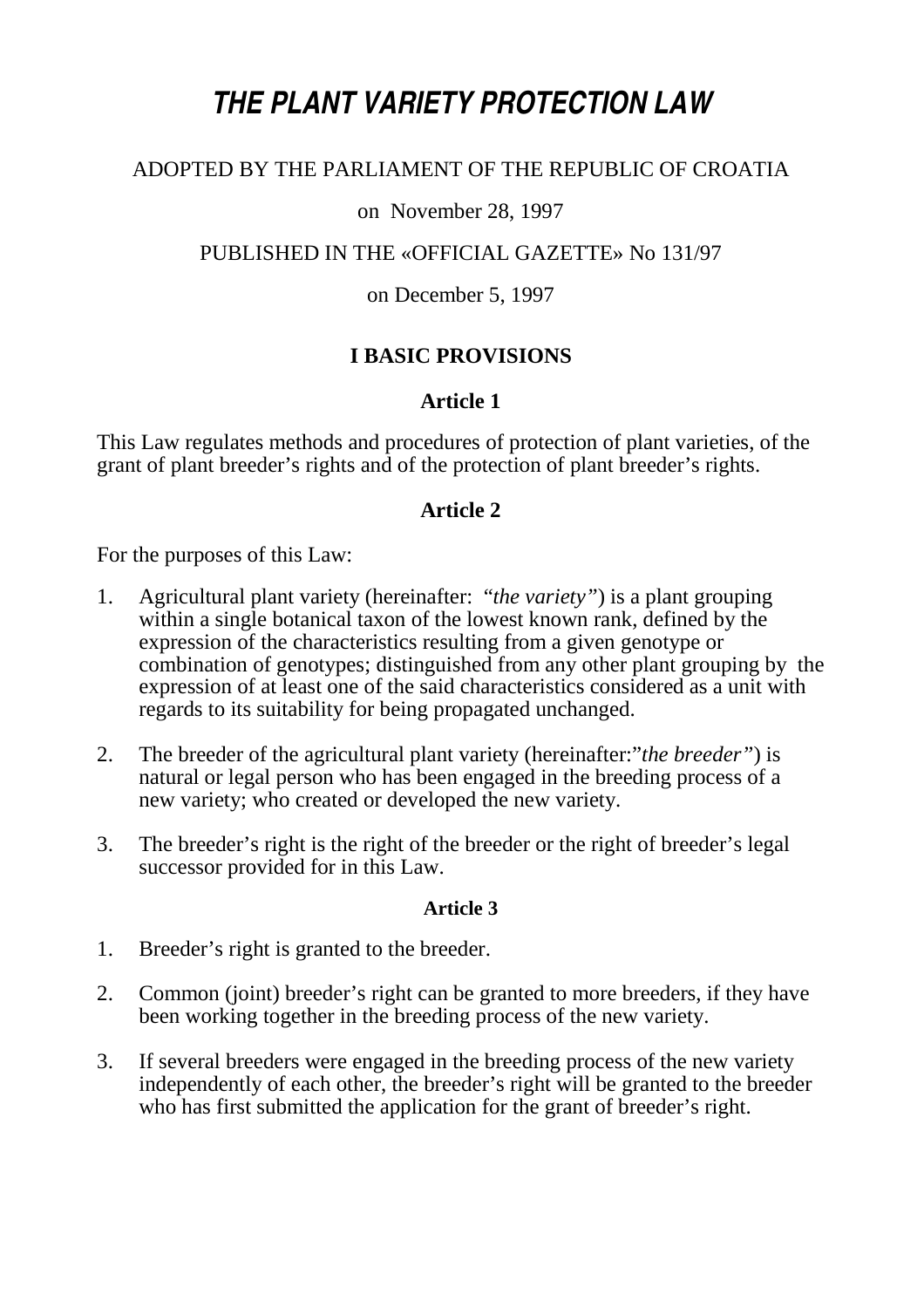# THE PLANT VARIETY PROTECTION LAW

ADOPTED BY THE PARLIAMENT OF THE REPUBLIC OF CROATIA

on November 28, 1997

PUBLISHED IN THE «OFFICIAL GAZETTE» No 131/97

on December 5, 1997

## I BASIC PROVISIONS

### Article 1

This Law regulates methods and procedures of protection of plant varieties, of the grant of plant breeder's rights and of the protection of plant breeder's rights.

### Article 2

For the purposes of this Law:

1. Agricultural plant variety (hereinafter: *"the variety"*) is a plant grouping within a single botanical taxon of the lowest known rank, defined by the expression of the characteristics resulting from a given genotype or combination of genotypes; distinguished from any other plant grouping by the expression of at least one of the said characteristics considered as a unit with regards to its suitability for being propagated unchanged.

2. The breeder of the agricultural plant variety (hereinafter:"*the breeder"*) is natural or legal person who has been engaged in the breeding process of a new variety; who created or developed the new variety.

3. The breeder's right is the right of the breeder or the right of breeder's legal successor provided for in this Law.

### Article 3

1. Breeder's right is granted to the breeder.

2. Common (joint) breeder's right can be granted to more breeders, if they have been working together in the breeding process of the new variety.

3. If several breeders were engaged in the breeding process of the new variety independently of each other, the breeder's right will be granted to the breeder who has first submitted the application for the grant of breeder's right.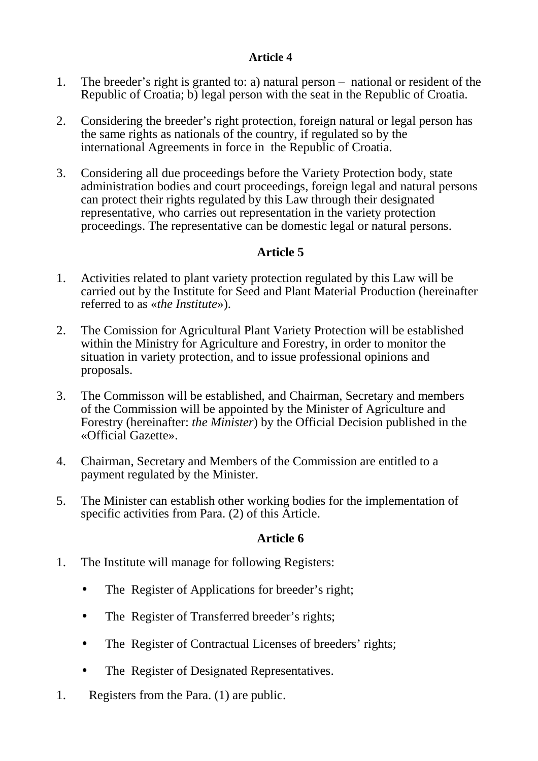**Article 4**

1. The breeder's right is granted to: a) natural person – national or resident of the Republic of Croatia; b) legal person with the seat in the Republic of Croatia.

2. Considering the breeder's right protection, foreign natural or legal person has the same rights as nationals of the country, if regulated so by the international Agreements in force in the Republic of Croatia.

3. Considering all due proceedings before the Variety Protection body, state administration bodies and court proceedings, foreign legal and natural persons can protect their rights regulated by this Law through their designated representative, who carries out representation in the variety protection proceedings. The representative can be domestic legal or natural persons.

**Article 5**

1. Activities related to plant variety protection regulated by this Law will be carried out by the Institute for Seed and Plant Material Production (hereinafter referred to as «*the Institute*»).

2. The Comission for Agricultural Plant Variety Protection will be established within the Ministry for Agriculture and Forestry, in order to monitor the situation in variety protection, and to issue professional opinions and proposals.

3. The Commisson will be established, and Chairman, Secretary and members of the Commission will be appointed by the Minister of Agriculture and Forestry (hereinafter: *the Minister*) by the Official Decision published in the «Official Gazette».

4. Chairman, Secretary and Members of the Commission are entitled to a payment regulated by the Minister.

5. The Minister can establish other working bodies for the implementation of specific activities from Para. (2) of this Article.

**Article 6**

1. The Institute will manage for following Registers:

   - The Register of Applications for breeder's right;
   - The Register of Transferred breeder's rights;
   - The Register of Contractual Licenses of breeders' rights;
   - The Register of Designated Representatives.

1. Registers from the Para. (1) are public.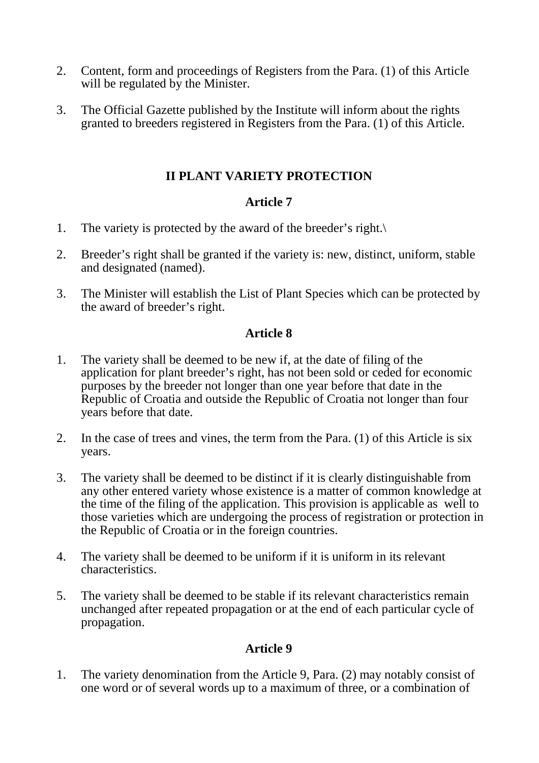2. Content, form and proceedings of Registers from the Para. (1) of this Article will be regulated by the Minister.

3. The Official Gazette published by the Institute will inform about the rights granted to breeders registered in Registers from the Para. (1) of this Article.

## II PLANT VARIETY PROTECTION

### Article 7

1. The variety is protected by the award of the breeder's right.\

2. Breeder's right shall be granted if the variety is: new, distinct, uniform, stable and designated (named).

3. The Minister will establish the List of Plant Species which can be protected by the award of breeder's right.

### Article 8

1. The variety shall be deemed to be new if, at the date of filing of the application for plant breeder's right, has not been sold or ceded for economic purposes by the breeder not longer than one year before that date in the Republic of Croatia and outside the Republic of Croatia not longer than four years before that date.

2. In the case of trees and vines, the term from the Para. (1) of this Article is six years.

3. The variety shall be deemed to be distinct if it is clearly distinguishable from any other entered variety whose existence is a matter of common knowledge at the time of the filing of the application. This provision is applicable as well to those varieties which are undergoing the process of registration or protection in the Republic of Croatia or in the foreign countries.

4. The variety shall be deemed to be uniform if it is uniform in its relevant characteristics.

5. The variety shall be deemed to be stable if its relevant characteristics remain unchanged after repeated propagation or at the end of each particular cycle of propagation.

### Article 9

1. The variety denomination from the Article 9, Para. (2) may notably consist of one word or of several words up to a maximum of three, or a combination of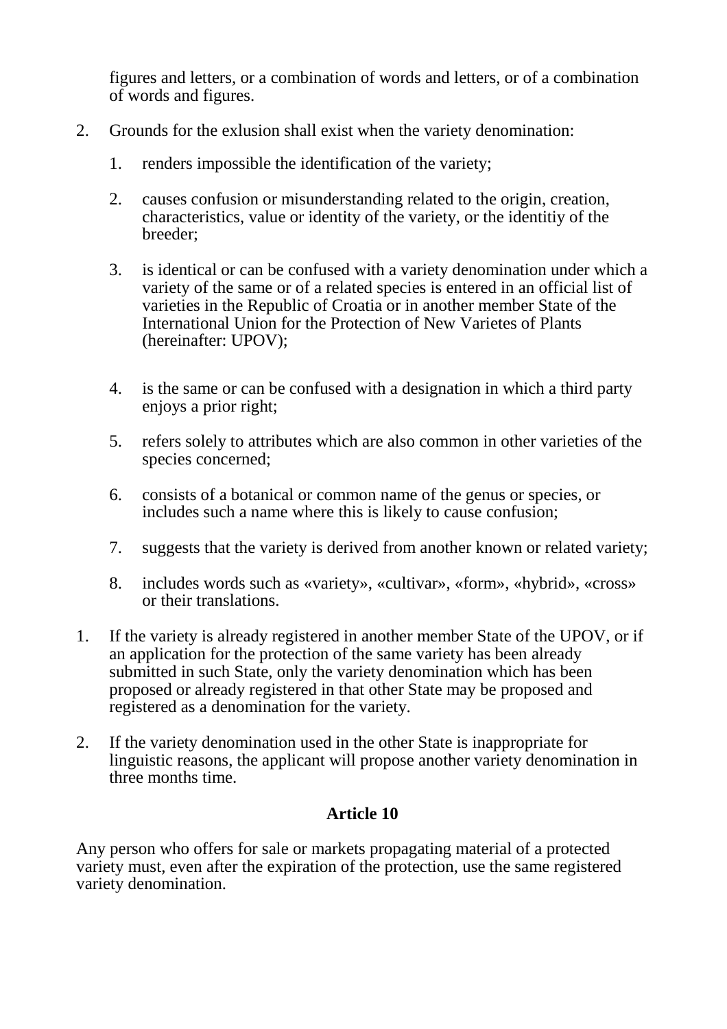figures and letters, or a combination of words and letters, or of a combination of words and figures.

2. Grounds for the exlusion shall exist when the variety denomination:

   1. renders impossible the identification of the variety;

   2. causes confusion or misunderstanding related to the origin, creation, characteristics, value or identity of the variety, or the identitiy of the breeder;

   3. is identical or can be confused with a variety denomination under which a variety of the same or of a related species is entered in an official list of varieties in the Republic of Croatia or in another member State of the International Union for the Protection of New Varietes of Plants (hereinafter: UPOV);

   4. is the same or can be confused with a designation in which a third party enjoys a prior right;

   5. refers solely to attributes which are also common in other varieties of the species concerned;

   6. consists of a botanical or common name of the genus or species, or includes such a name where this is likely to cause confusion;

   7. suggests that the variety is derived from another known or related variety;

   8. includes words such as «variety», «cultivar», «form», «hybrid», «cross» or their translations.

1. If the variety is already registered in another member State of the UPOV, or if an application for the protection of the same variety has been already submitted in such State, only the variety denomination which has been proposed or already registered in that other State may be proposed and registered as a denomination for the variety.

2. If the variety denomination used in the other State is inappropriate for linguistic reasons, the applicant will propose another variety denomination in three months time.

### Article 10

Any person who offers for sale or markets propagating material of a protected variety must, even after the expiration of the protection, use the same registered variety denomination.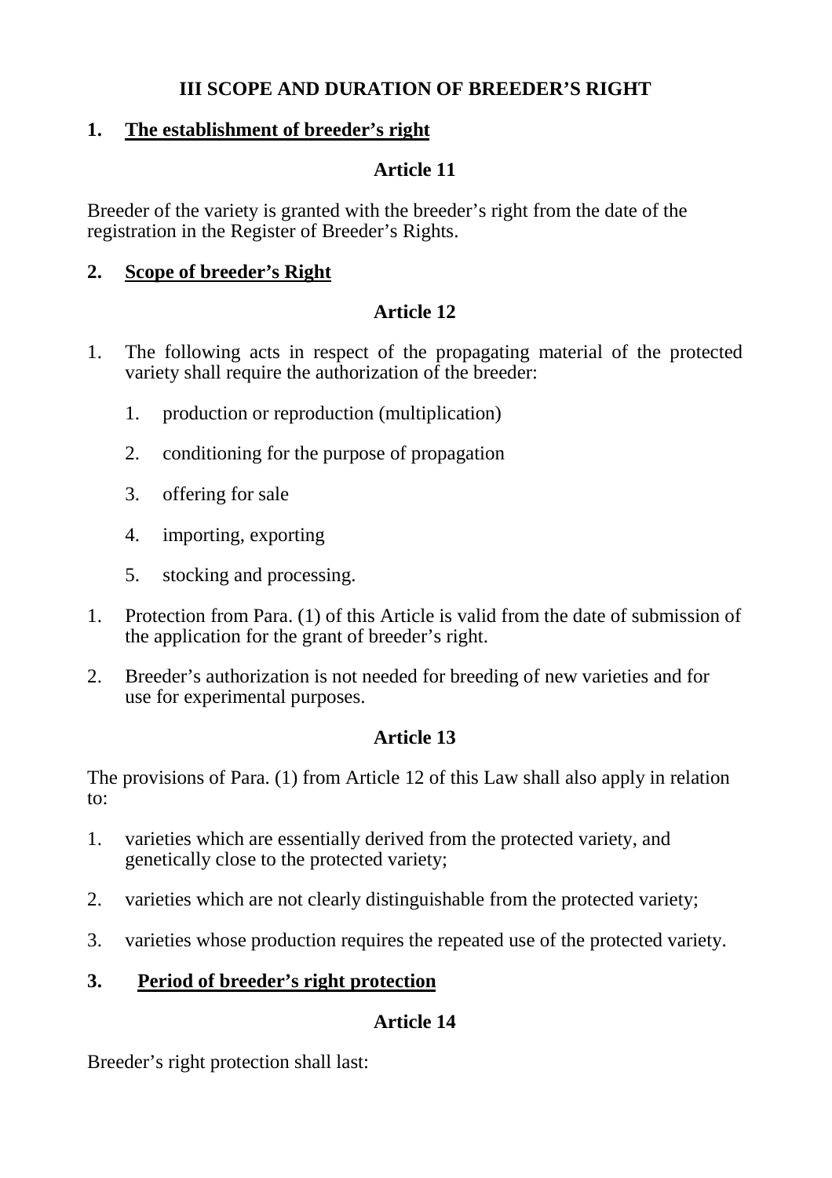## III SCOPE AND DURATION OF BREEDER'S RIGHT

**1. <u>The establishment of breeder's right</u>**

### Article 11

Breeder of the variety is granted with the breeder's right from the date of the registration in the Register of Breeder's Rights.

**2. <u>Scope of breeder's Right</u>**

### Article 12

1. The following acts in respect of the propagating material of the protected variety shall require the authorization of the breeder:

   1. production or reproduction (multiplication)

   2. conditioning for the purpose of propagation

   3. offering for sale

   4. importing, exporting

   5. stocking and processing.

1. Protection from Para. (1) of this Article is valid from the date of submission of the application for the grant of breeder's right.

2. Breeder's authorization is not needed for breeding of new varieties and for use for experimental purposes.

### Article 13

The provisions of Para. (1) from Article 12 of this Law shall also apply in relation to:

1. varieties which are essentially derived from the protected variety, and genetically close to the protected variety;

2. varieties which are not clearly distinguishable from the protected variety;

3. varieties whose production requires the repeated use of the protected variety.

**3. <u>Period of breeder's right protection</u>**

### Article 14

Breeder's right protection shall last: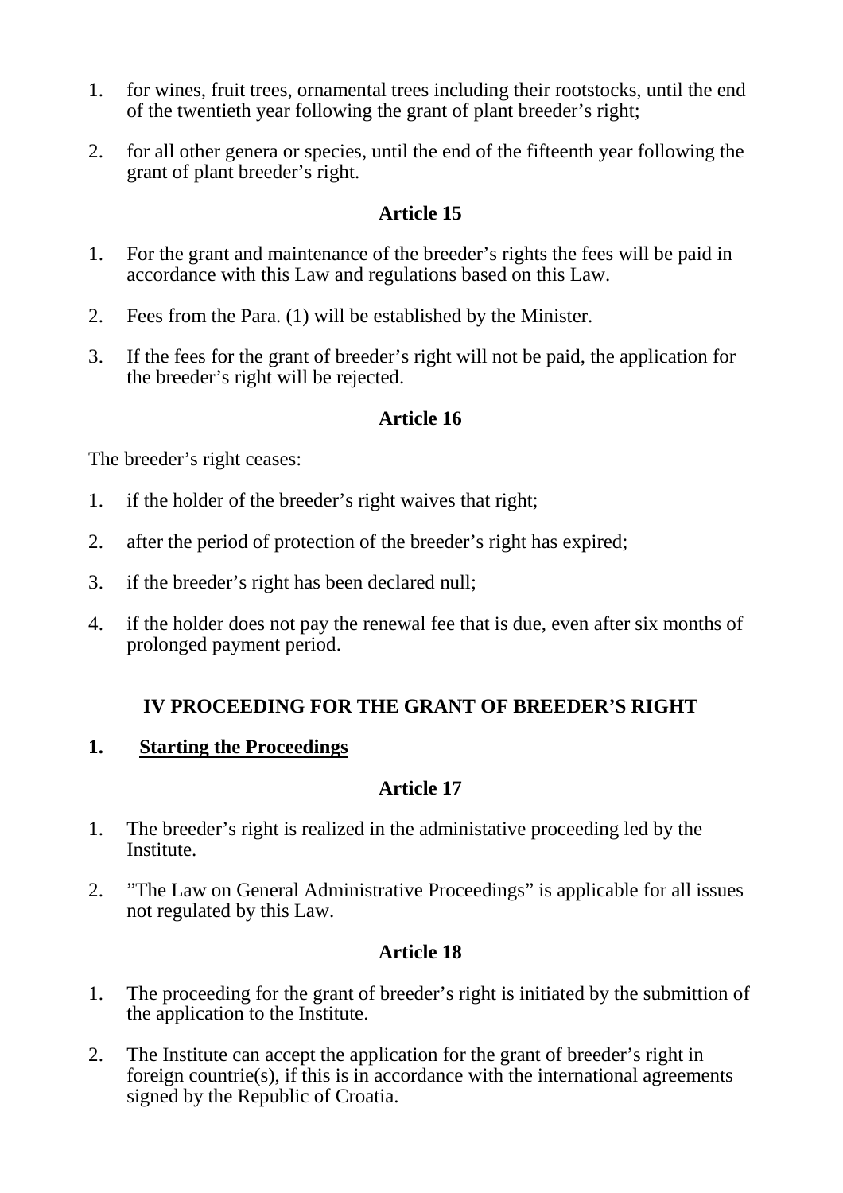1. for wines, fruit trees, ornamental trees including their rootstocks, until the end of the twentieth year following the grant of plant breeder's right;

2. for all other genera or species, until the end of the fifteenth year following the grant of plant breeder's right.

### Article 15

1. For the grant and maintenance of the breeder's rights the fees will be paid in accordance with this Law and regulations based on this Law.

2. Fees from the Para. (1) will be established by the Minister.

3. If the fees for the grant of breeder's right will not be paid, the application for the breeder's right will be rejected.

### Article 16

The breeder's right ceases:

1. if the holder of the breeder's right waives that right;

2. after the period of protection of the breeder's right has expired;

3. if the breeder's right has been declared null;

4. if the holder does not pay the renewal fee that is due, even after six months of prolonged payment period.

## IV PROCEEDING FOR THE GRANT OF BREEDER'S RIGHT

### 1. Starting the Proceedings

### Article 17

1. The breeder's right is realized in the administative proceeding led by the Institute.

2. "The Law on General Administrative Proceedings" is applicable for all issues not regulated by this Law.

### Article 18

1. The proceeding for the grant of breeder's right is initiated by the submittion of the application to the Institute.

2. The Institute can accept the application for the grant of breeder's right in foreign countrie(s), if this is in accordance with the international agreements signed by the Republic of Croatia.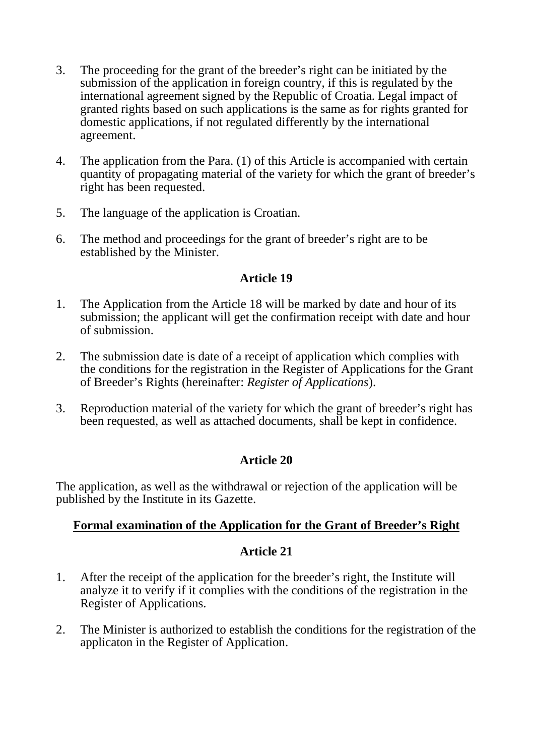3. The proceeding for the grant of the breeder's right can be initiated by the submission of the application in foreign country, if this is regulated by the international agreement signed by the Republic of Croatia. Legal impact of granted rights based on such applications is the same as for rights granted for domestic applications, if not regulated differently by the international agreement.

4. The application from the Para. (1) of this Article is accompanied with certain quantity of propagating material of the variety for which the grant of breeder's right has been requested.

5. The language of the application is Croatian.

6. The method and proceedings for the grant of breeder's right are to be established by the Minister.

**Article 19**

1. The Application from the Article 18 will be marked by date and hour of its submission; the applicant will get the confirmation receipt with date and hour of submission.

2. The submission date is date of a receipt of application which complies with the conditions for the registration in the Register of Applications for the Grant of Breeder's Rights (hereinafter: *Register of Applications*).

3. Reproduction material of the variety for which the grant of breeder's right has been requested, as well as attached documents, shall be kept in confidence.

**Article 20**

The application, as well as the withdrawal or rejection of the application will be published by the Institute in its Gazette.

**Formal examination of the Application for the Grant of Breeder's Right**

**Article 21**

1. After the receipt of the application for the breeder's right, the Institute will analyze it to verify if it complies with the conditions of the registration in the Register of Applications.

2. The Minister is authorized to establish the conditions for the registration of the applicaton in the Register of Application.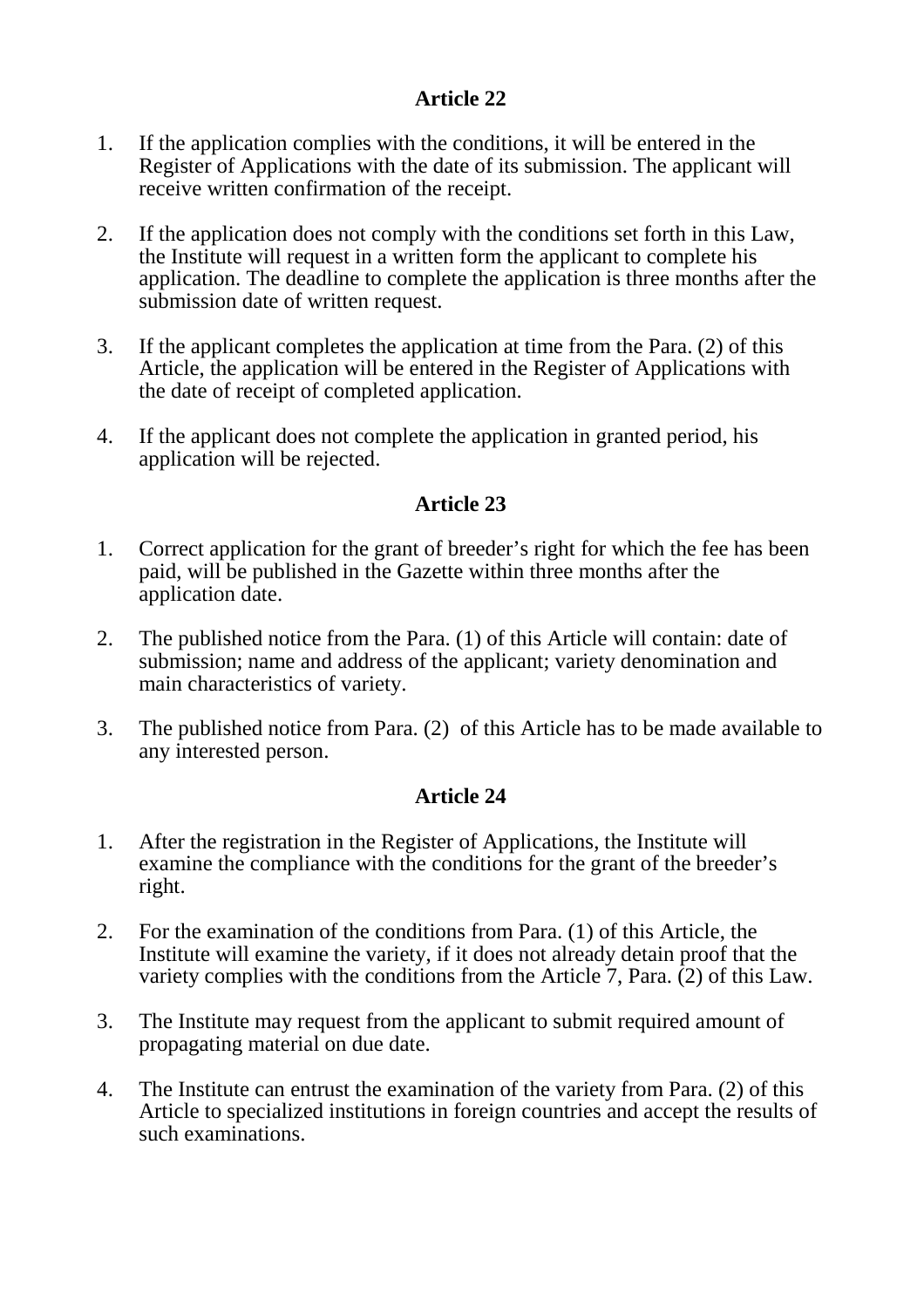### Article 22

1. If the application complies with the conditions, it will be entered in the Register of Applications with the date of its submission. The applicant will receive written confirmation of the receipt.

2. If the application does not comply with the conditions set forth in this Law, the Institute will request in a written form the applicant to complete his application. The deadline to complete the application is three months after the submission date of written request.

3. If the applicant completes the application at time from the Para. (2) of this Article, the application will be entered in the Register of Applications with the date of receipt of completed application.

4. If the applicant does not complete the application in granted period, his application will be rejected.

### Article 23

1. Correct application for the grant of breeder's right for which the fee has been paid, will be published in the Gazette within three months after the application date.

2. The published notice from the Para. (1) of this Article will contain: date of submission; name and address of the applicant; variety denomination and main characteristics of variety.

3. The published notice from Para. (2) of this Article has to be made available to any interested person.

### Article 24

1. After the registration in the Register of Applications, the Institute will examine the compliance with the conditions for the grant of the breeder's right.

2. For the examination of the conditions from Para. (1) of this Article, the Institute will examine the variety, if it does not already detain proof that the variety complies with the conditions from the Article 7, Para. (2) of this Law.

3. The Institute may request from the applicant to submit required amount of propagating material on due date.

4. The Institute can entrust the examination of the variety from Para. (2) of this Article to specialized institutions in foreign countries and accept the results of such examinations.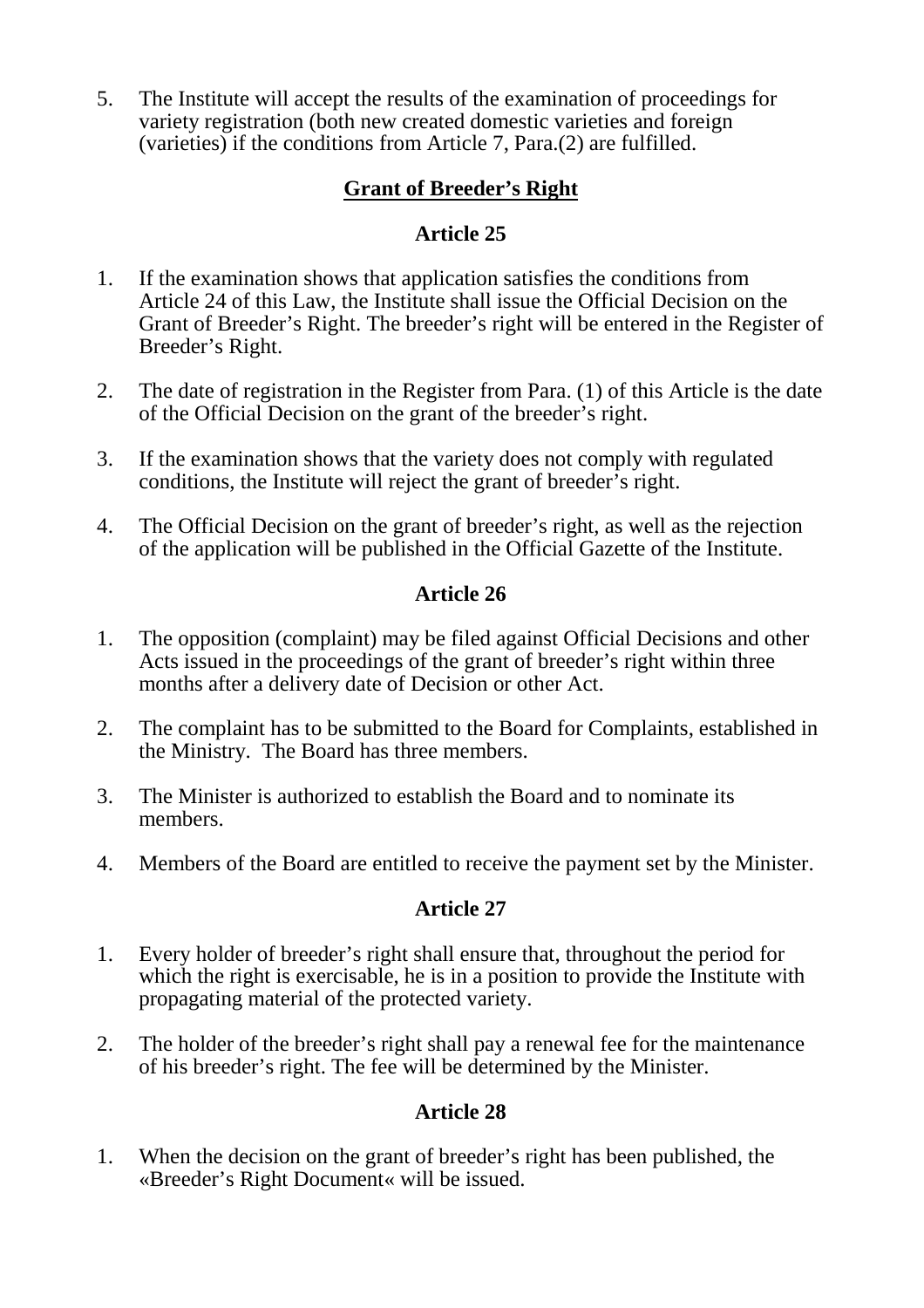5. The Institute will accept the results of the examination of proceedings for variety registration (both new created domestic varieties and foreign (varieties) if the conditions from Article 7, Para.(2) are fulfilled.

## Grant of Breeder's Right

### Article 25

1. If the examination shows that application satisfies the conditions from Article 24 of this Law, the Institute shall issue the Official Decision on the Grant of Breeder's Right. The breeder's right will be entered in the Register of Breeder's Right.

2. The date of registration in the Register from Para. (1) of this Article is the date of the Official Decision on the grant of the breeder's right.

3. If the examination shows that the variety does not comply with regulated conditions, the Institute will reject the grant of breeder's right.

4. The Official Decision on the grant of breeder's right, as well as the rejection of the application will be published in the Official Gazette of the Institute.

### Article 26

1. The opposition (complaint) may be filed against Official Decisions and other Acts issued in the proceedings of the grant of breeder's right within three months after a delivery date of Decision or other Act.

2. The complaint has to be submitted to the Board for Complaints, established in the Ministry. The Board has three members.

3. The Minister is authorized to establish the Board and to nominate its members.

4. Members of the Board are entitled to receive the payment set by the Minister.

### Article 27

1. Every holder of breeder's right shall ensure that, throughout the period for which the right is exercisable, he is in a position to provide the Institute with propagating material of the protected variety.

2. The holder of the breeder's right shall pay a renewal fee for the maintenance of his breeder's right. The fee will be determined by the Minister.

### Article 28

1. When the decision on the grant of breeder's right has been published, the «Breeder's Right Document« will be issued.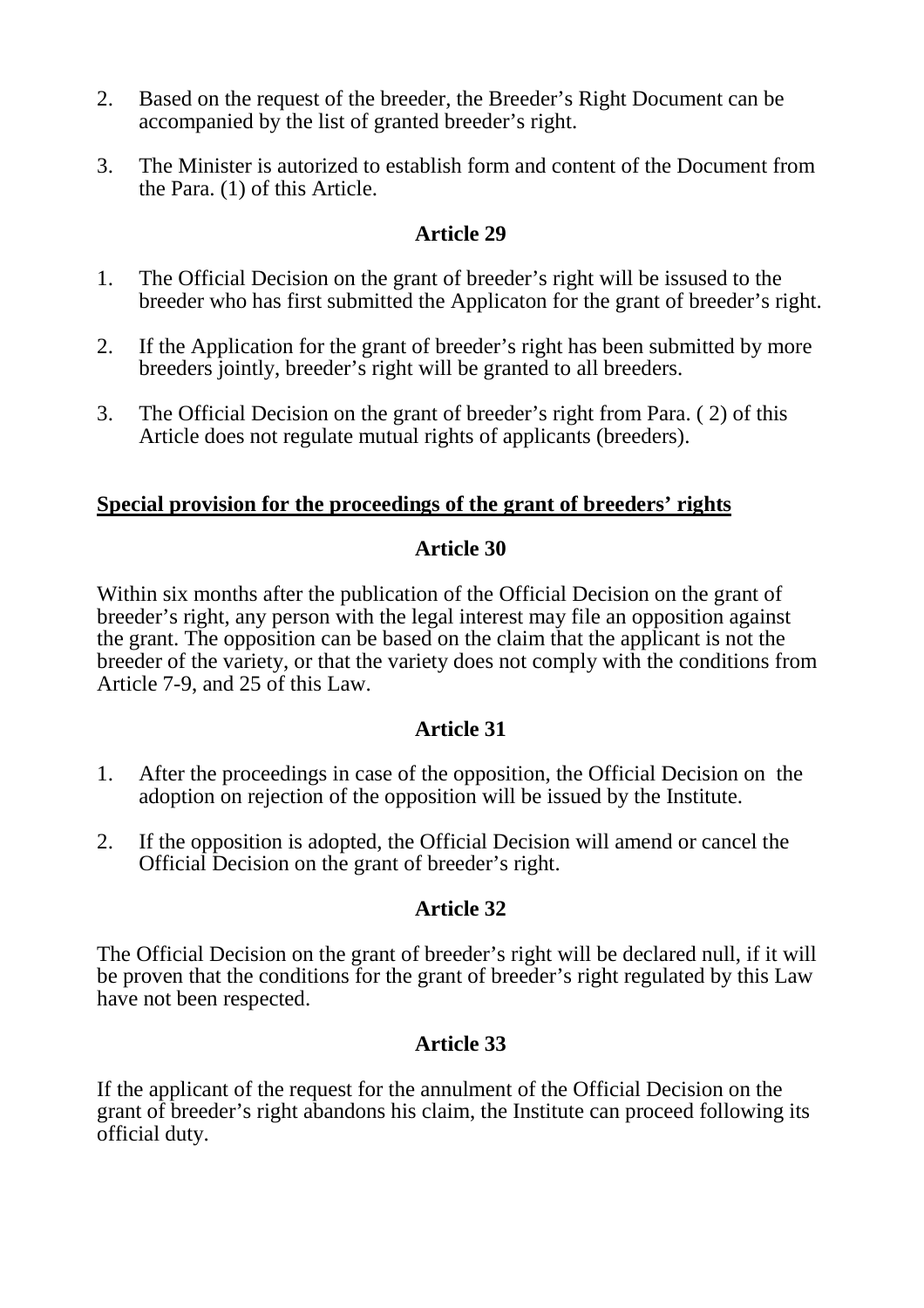2. Based on the request of the breeder, the Breeder's Right Document can be accompanied by the list of granted breeder's right.

3. The Minister is autorized to establish form and content of the Document from the Para. (1) of this Article.

**Article 29**

1. The Official Decision on the grant of breeder's right will be issused to the breeder who has first submitted the Applicaton for the grant of breeder's right.

2. If the Application for the grant of breeder's right has been submitted by more breeders jointly, breeder's right will be granted to all breeders.

3. The Official Decision on the grant of breeder's right from Para. ( 2) of this Article does not regulate mutual rights of applicants (breeders).

**<u>Special provision for the proceedings of the grant of breeders' rights</u>**

**Article 30**

Within six months after the publication of the Official Decision on the grant of breeder's right, any person with the legal interest may file an opposition against the grant. The opposition can be based on the claim that the applicant is not the breeder of the variety, or that the variety does not comply with the conditions from Article 7-9, and 25 of this Law.

**Article 31**

1. After the proceedings in case of the opposition, the Official Decision on the adoption on rejection of the opposition will be issued by the Institute.

2. If the opposition is adopted, the Official Decision will amend or cancel the Official Decision on the grant of breeder's right.

**Article 32**

The Official Decision on the grant of breeder's right will be declared null, if it will be proven that the conditions for the grant of breeder's right regulated by this Law have not been respected.

**Article 33**

If the applicant of the request for the annulment of the Official Decision on the grant of breeder's right abandons his claim, the Institute can proceed following its official duty.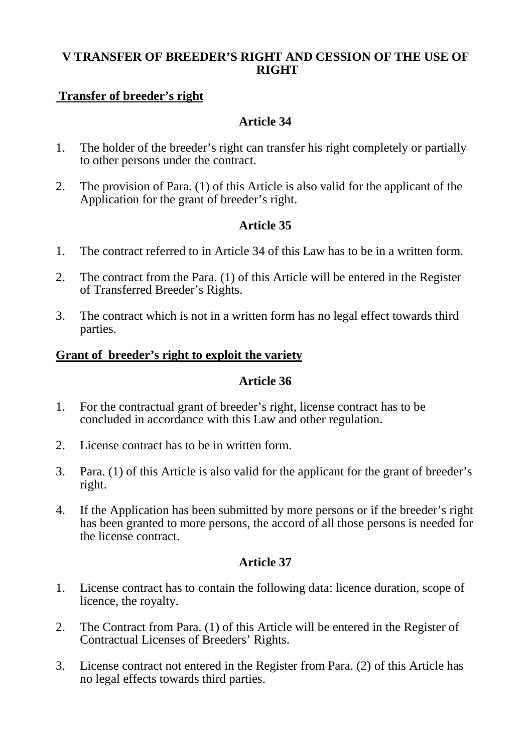## V TRANSFER OF BREEDER'S RIGHT AND CESSION OF THE USE OF RIGHT

**Transfer of breeder's right**

### Article 34

1. The holder of the breeder's right can transfer his right completely or partially to other persons under the contract.

2. The provision of Para. (1) of this Article is also valid for the applicant of the Application for the grant of breeder's right.

### Article 35

1. The contract referred to in Article 34 of this Law has to be in a written form.

2. The contract from the Para. (1) of this Article will be entered in the Register of Transferred Breeder's Rights.

3. The contract which is not in a written form has no legal effect towards third parties.

**Grant of breeder's right to exploit the variety**

### Article 36

1. For the contractual grant of breeder's right, license contract has to be concluded in accordance with this Law and other regulation.

2. License contract has to be in written form.

3. Para. (1) of this Article is also valid for the applicant for the grant of breeder's right.

4. If the Application has been submitted by more persons or if the breeder's right has been granted to more persons, the accord of all those persons is needed for the license contract.

### Article 37

1. License contract has to contain the following data: licence duration, scope of licence, the royalty.

2. The Contract from Para. (1) of this Article will be entered in the Register of Contractual Licenses of Breeders' Rights.

3. License contract not entered in the Register from Para. (2) of this Article has no legal effects towards third parties.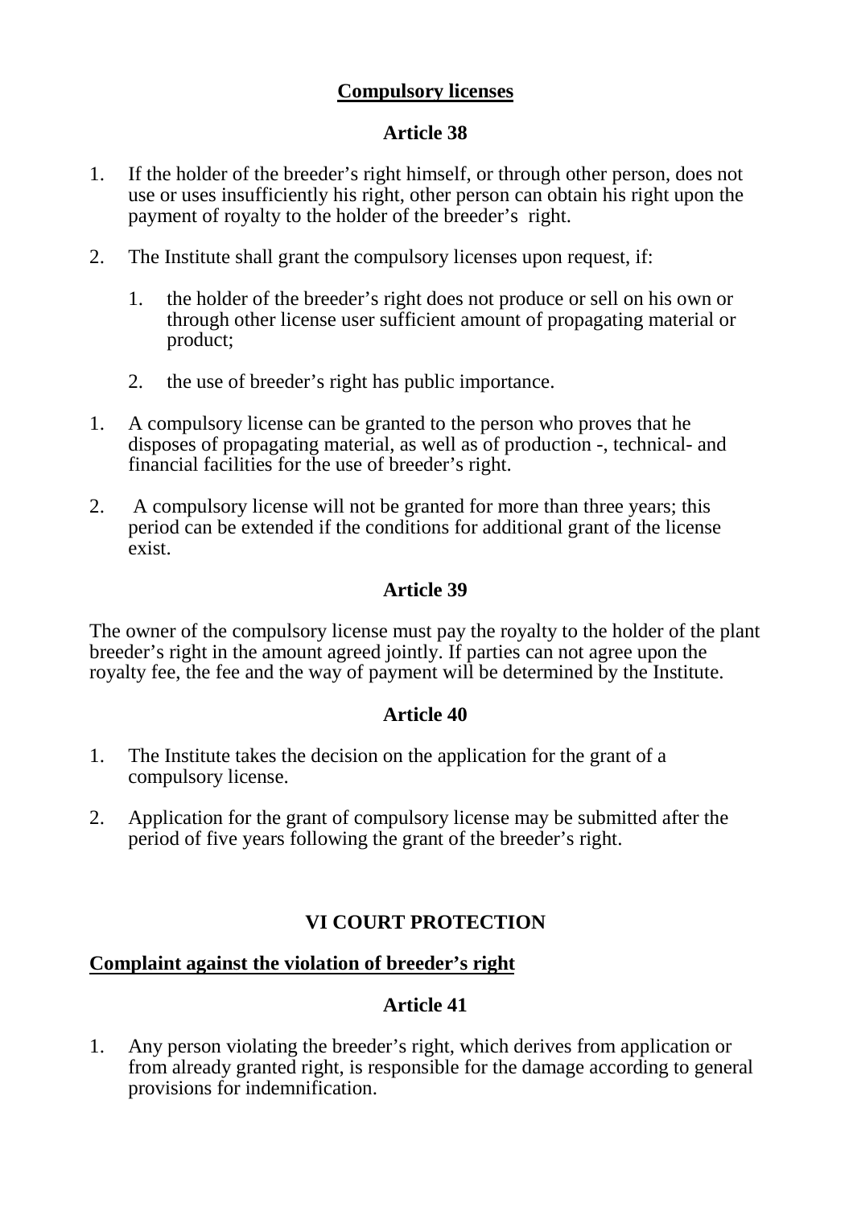**Compulsory licenses**

**Article 38**

1. If the holder of the breeder's right himself, or through other person, does not use or uses insufficiently his right, other person can obtain his right upon the payment of royalty to the holder of the breeder's right.

2. The Institute shall grant the compulsory licenses upon request, if:

    1. the holder of the breeder's right does not produce or sell on his own or through other license user sufficient amount of propagating material or product;

    2. the use of breeder's right has public importance.

1. A compulsory license can be granted to the person who proves that he disposes of propagating material, as well as of production -, technical- and financial facilities for the use of breeder's right.

2. A compulsory license will not be granted for more than three years; this period can be extended if the conditions for additional grant of the license exist.

**Article 39**

The owner of the compulsory license must pay the royalty to the holder of the plant breeder's right in the amount agreed jointly. If parties can not agree upon the royalty fee, the fee and the way of payment will be determined by the Institute.

**Article 40**

1. The Institute takes the decision on the application for the grant of a compulsory license.

2. Application for the grant of compulsory license may be submitted after the period of five years following the grant of the breeder's right.

## VI COURT PROTECTION

**Complaint against the violation of breeder's right**

**Article 41**

1. Any person violating the breeder's right, which derives from application or from already granted right, is responsible for the damage according to general provisions for indemnification.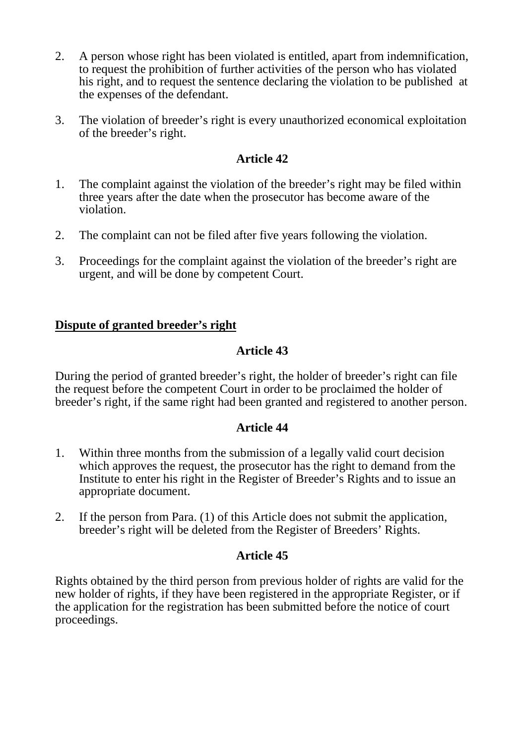2. A person whose right has been violated is entitled, apart from indemnification, to request the prohibition of further activities of the person who has violated his right, and to request the sentence declaring the violation to be published at the expenses of the defendant.

3. The violation of breeder's right is every unauthorized economical exploitation of the breeder's right.

**Article 42**

1. The complaint against the violation of the breeder's right may be filed within three years after the date when the prosecutor has become aware of the violation.

2. The complaint can not be filed after five years following the violation.

3. Proceedings for the complaint against the violation of the breeder's right are urgent, and will be done by competent Court.

**Dispute of granted breeder's right**

**Article 43**

During the period of granted breeder's right, the holder of breeder's right can file the request before the competent Court in order to be proclaimed the holder of breeder's right, if the same right had been granted and registered to another person.

**Article 44**

1. Within three months from the submission of a legally valid court decision which approves the request, the prosecutor has the right to demand from the Institute to enter his right in the Register of Breeder's Rights and to issue an appropriate document.

2. If the person from Para. (1) of this Article does not submit the application, breeder's right will be deleted from the Register of Breeders' Rights.

**Article 45**

Rights obtained by the third person from previous holder of rights are valid for the new holder of rights, if they have been registered in the appropriate Register, or if the application for the registration has been submitted before the notice of court proceedings.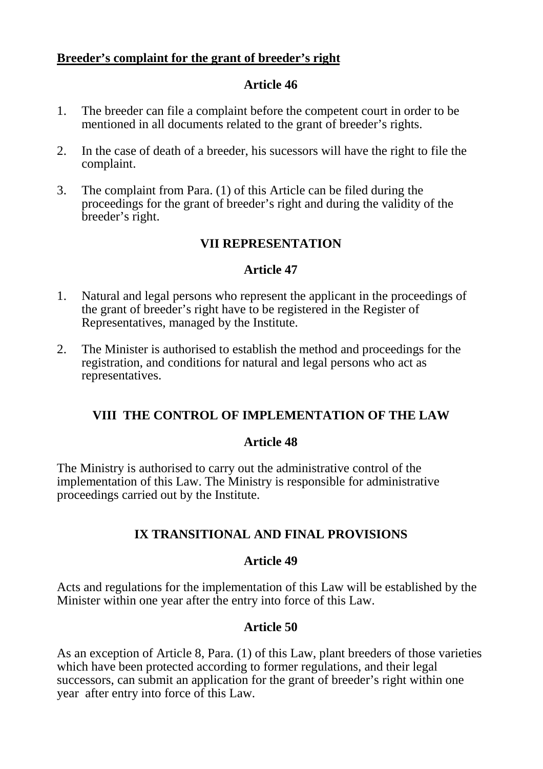**Breeder's complaint for the grant of breeder's right**

### Article 46

1. The breeder can file a complaint before the competent court in order to be mentioned in all documents related to the grant of breeder's rights.

2. In the case of death of a breeder, his sucessors will have the right to file the complaint.

3. The complaint from Para. (1) of this Article can be filed during the proceedings for the grant of breeder's right and during the validity of the breeder's right.

## VII REPRESENTATION

### Article 47

1. Natural and legal persons who represent the applicant in the proceedings of the grant of breeder's right have to be registered in the Register of Representatives, managed by the Institute.

2. The Minister is authorised to establish the method and proceedings for the registration, and conditions for natural and legal persons who act as representatives.

## VIII THE CONTROL OF IMPLEMENTATION OF THE LAW

### Article 48

The Ministry is authorised to carry out the administrative control of the implementation of this Law. The Ministry is responsible for administrative proceedings carried out by the Institute.

## IX TRANSITIONAL AND FINAL PROVISIONS

### Article 49

Acts and regulations for the implementation of this Law will be established by the Minister within one year after the entry into force of this Law.

### Article 50

As an exception of Article 8, Para. (1) of this Law, plant breeders of those varieties which have been protected according to former regulations, and their legal successors, can submit an application for the grant of breeder's right within one year after entry into force of this Law.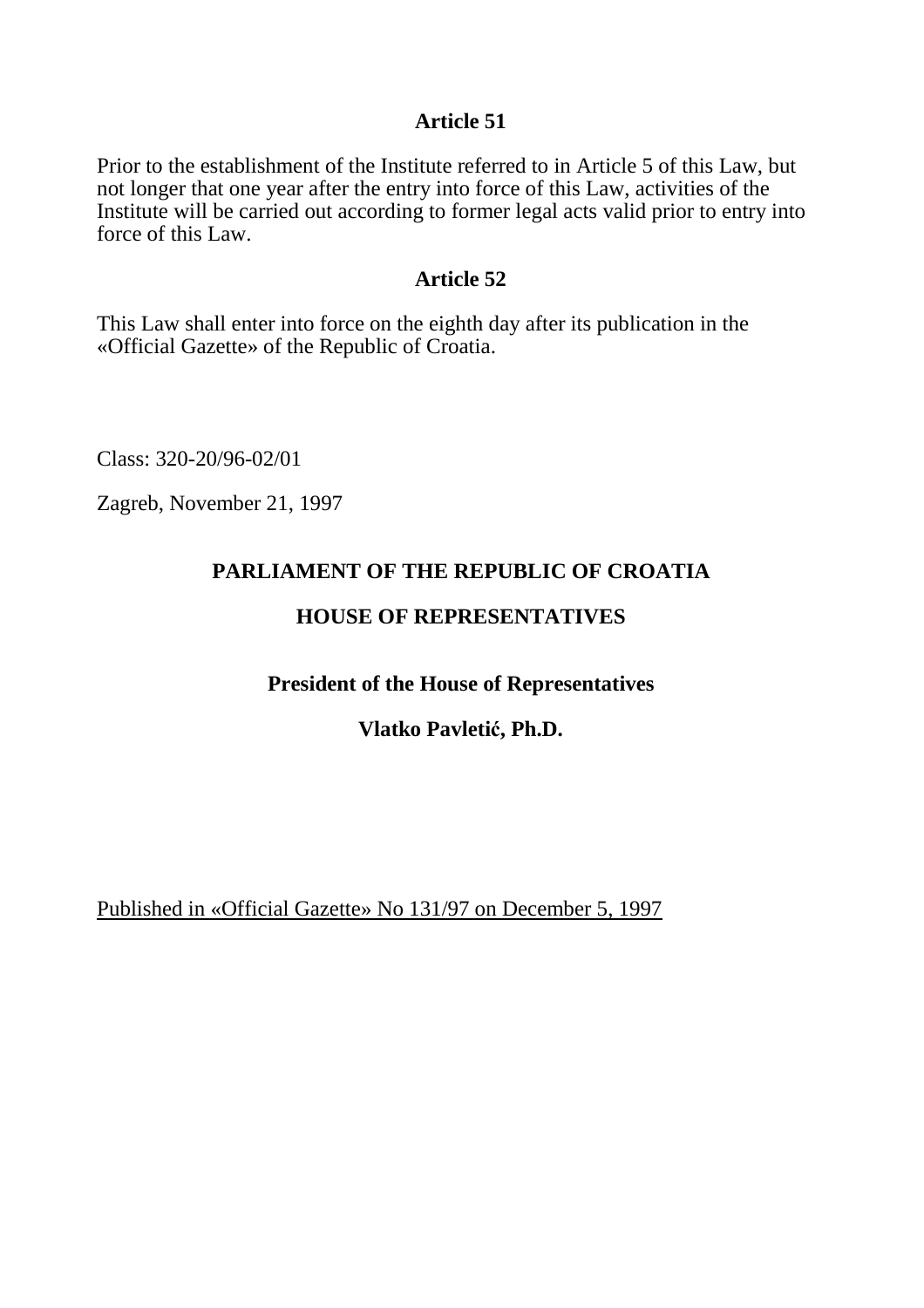**Article 51**

Prior to the establishment of the Institute referred to in Article 5 of this Law, but not longer that one year after the entry into force of this Law, activities of the Institute will be carried out according to former legal acts valid prior to entry into force of this Law.

**Article 52**

This Law shall enter into force on the eighth day after its publication in the «Official Gazette» of the Republic of Croatia.

Class: 320-20/96-02/01

Zagreb, November 21, 1997

**PARLIAMENT OF THE REPUBLIC OF CROATIA**

**HOUSE OF REPRESENTATIVES**

**President of the House of Representatives**

**Vlatko Pavletić, Ph.D.**

Published in «Official Gazette» No 131/97 on December 5, 1997